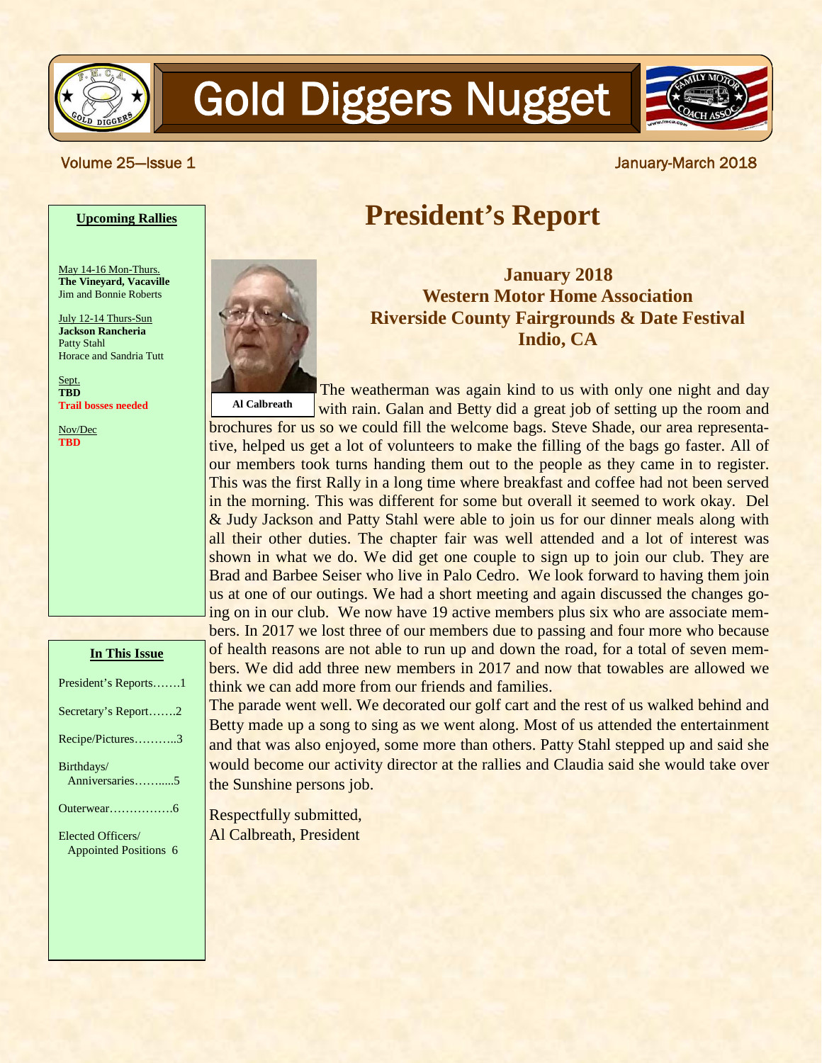# Gold Diggers Nugget

Volume 25—Issue 1 January-March 2018

**Upcoming Rallies**

May 14-16 Mon-Thurs.
**The Vineyard, Vacaville**
Jim and Bonnie Roberts

July 12-14 Thurs-Sun
**Jackson Rancheria**
Patty Stahl
Horace and Sandria Tutt

Sept.
**TBD**
**Trail bosses needed**

Nov/Dec
**TBD**

**In This Issue**

President's Reports…….1

Secretary's Report…….2

Recipe/Pictures………..3

Birthdays/
Anniversaries……....5

Outerwear…………….6

Elected Officers/
Appointed Positions 6

# President's Report

### January 2018
### Western Motor Home Association
### Riverside County Fairgrounds & Date Festival
### Indio, CA

Al Calbreath

The weatherman was again kind to us with only one night and day with rain. Galan and Betty did a great job of setting up the room and brochures for us so we could fill the welcome bags. Steve Shade, our area representative, helped us get a lot of volunteers to make the filling of the bags go faster. All of our members took turns handing them out to the people as they came in to register. This was the first Rally in a long time where breakfast and coffee had not been served in the morning. This was different for some but overall it seemed to work okay. Del & Judy Jackson and Patty Stahl were able to join us for our dinner meals along with all their other duties. The chapter fair was well attended and a lot of interest was shown in what we do. We did get one couple to sign up to join our club. They are Brad and Barbee Seiser who live in Palo Cedro. We look forward to having them join us at one of our outings. We had a short meeting and again discussed the changes going on in our club. We now have 19 active members plus six who are associate members. In 2017 we lost three of our members due to passing and four more who because of health reasons are not able to run up and down the road, for a total of seven members. We did add three new members in 2017 and now that towables are allowed we think we can add more from our friends and families.

The parade went well. We decorated our golf cart and the rest of us walked behind and Betty made up a song to sing as we went along. Most of us attended the entertainment and that was also enjoyed, some more than others. Patty Stahl stepped up and said she would become our activity director at the rallies and Claudia said she would take over the Sunshine persons job.

Respectfully submitted,
Al Calbreath, President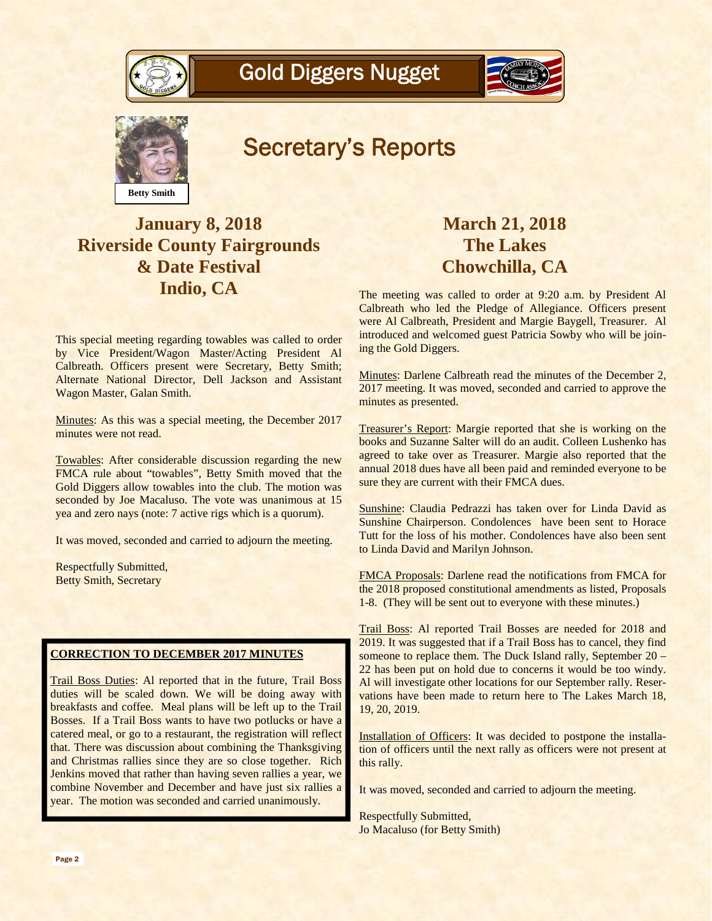# Gold Diggers Nugget

## Secretary's Reports

Betty Smith

### January 8, 2018
### Riverside County Fairgrounds & Date Festival
### Indio, CA

This special meeting regarding towables was called to order by Vice President/Wagon Master/Acting President Al Calbreath. Officers present were Secretary, Betty Smith; Alternate National Director, Dell Jackson and Assistant Wagon Master, Galan Smith.

Minutes: As this was a special meeting, the December 2017 minutes were not read.

Towables: After considerable discussion regarding the new FMCA rule about "towables", Betty Smith moved that the Gold Diggers allow towables into the club. The motion was seconded by Joe Macaluso. The vote was unanimous at 15 yea and zero nays (note: 7 active rigs which is a quorum).

It was moved, seconded and carried to adjourn the meeting.

Respectfully Submitted,
Betty Smith, Secretary

**CORRECTION TO DECEMBER 2017 MINUTES**

Trail Boss Duties: Al reported that in the future, Trail Boss duties will be scaled down. We will be doing away with breakfasts and coffee. Meal plans will be left up to the Trail Bosses. If a Trail Boss wants to have two potlucks or have a catered meal, or go to a restaurant, the registration will reflect that. There was discussion about combining the Thanksgiving and Christmas rallies since they are so close together. Rich Jenkins moved that rather than having seven rallies a year, we combine November and December and have just six rallies a year. The motion was seconded and carried unanimously.

### March 21, 2018
### The Lakes
### Chowchilla, CA

The meeting was called to order at 9:20 a.m. by President Al Calbreath who led the Pledge of Allegiance. Officers present were Al Calbreath, President and Margie Baygell, Treasurer. Al introduced and welcomed guest Patricia Sowby who will be joining the Gold Diggers.

Minutes: Darlene Calbreath read the minutes of the December 2, 2017 meeting. It was moved, seconded and carried to approve the minutes as presented.

Treasurer's Report: Margie reported that she is working on the books and Suzanne Salter will do an audit. Colleen Lushenko has agreed to take over as Treasurer. Margie also reported that the annual 2018 dues have all been paid and reminded everyone to be sure they are current with their FMCA dues.

Sunshine: Claudia Pedrazzi has taken over for Linda David as Sunshine Chairperson. Condolences have been sent to Horace Tutt for the loss of his mother. Condolences have also been sent to Linda David and Marilyn Johnson.

FMCA Proposals: Darlene read the notifications from FMCA for the 2018 proposed constitutional amendments as listed, Proposals 1-8. (They will be sent out to everyone with these minutes.)

Trail Boss: Al reported Trail Bosses are needed for 2018 and 2019. It was suggested that if a Trail Boss has to cancel, they find someone to replace them. The Duck Island rally, September 20 – 22 has been put on hold due to concerns it would be too windy. Al will investigate other locations for our September rally. Reservations have been made to return here to The Lakes March 18, 19, 20, 2019.

Installation of Officers: It was decided to postpone the installation of officers until the next rally as officers were not present at this rally.

It was moved, seconded and carried to adjourn the meeting.

Respectfully Submitted,
Jo Macaluso (for Betty Smith)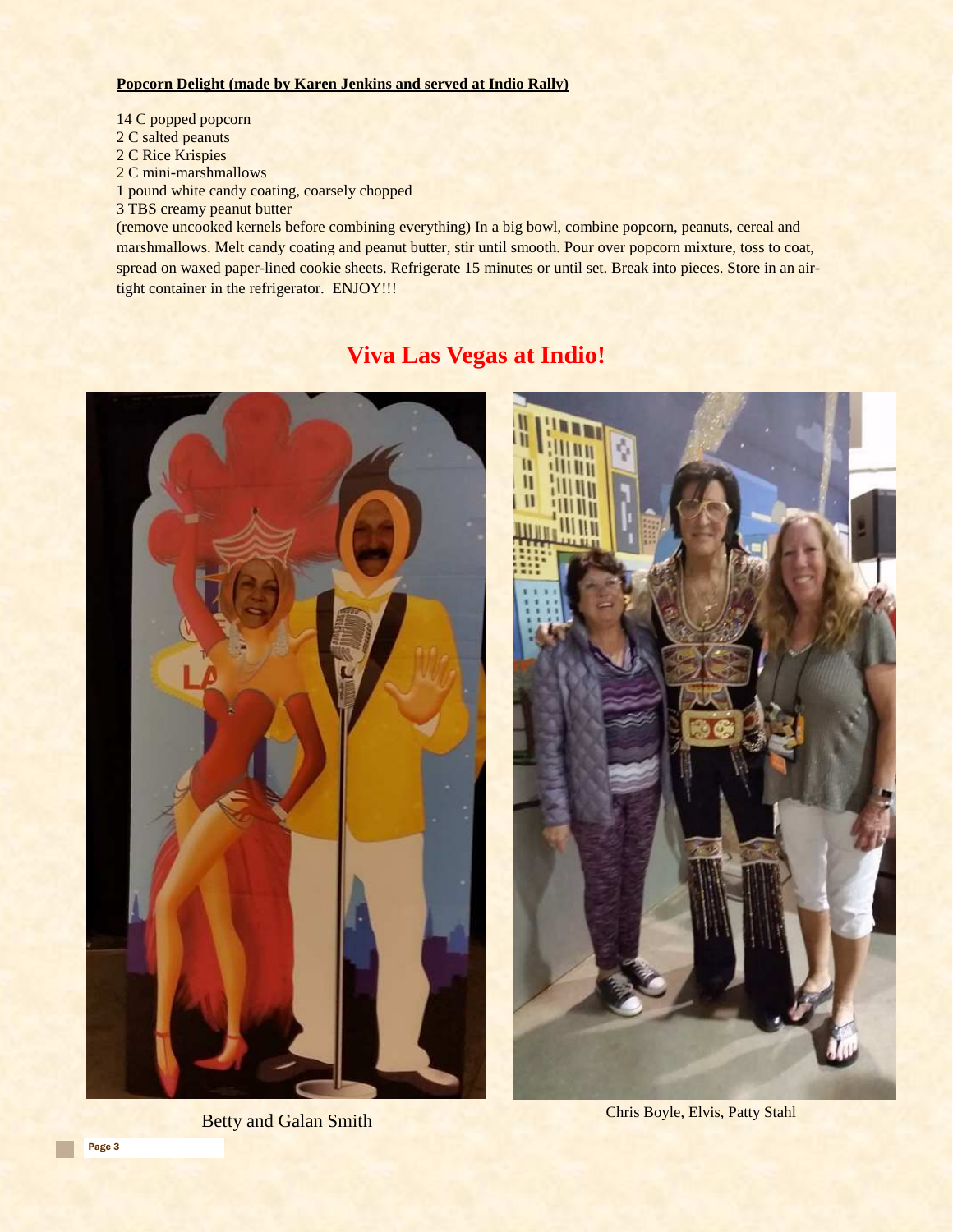**Popcorn Delight (made by Karen Jenkins and served at Indio Rally)**

14 C popped popcorn
2 C salted peanuts
2 C Rice Krispies
2 C mini-marshmallows
1 pound white candy coating, coarsely chopped
3 TBS creamy peanut butter
(remove uncooked kernels before combining everything) In a big bowl, combine popcorn, peanuts, cereal and marshmallows. Melt candy coating and peanut butter, stir until smooth. Pour over popcorn mixture, toss to coat, spread on waxed paper-lined cookie sheets. Refrigerate 15 minutes or until set. Break into pieces. Store in an air-tight container in the refrigerator. ENJOY!!!

# Viva Las Vegas at Indio!

Betty and Galan Smith

Chris Boyle, Elvis, Patty Stahl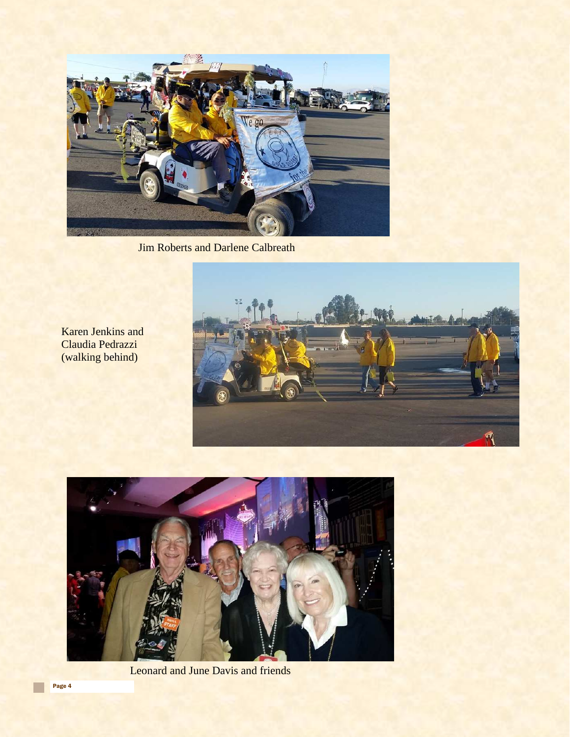Jim Roberts and Darlene Calbreath

Karen Jenkins and
Claudia Pedrazzi
(walking behind)

Leonard and June Davis and friends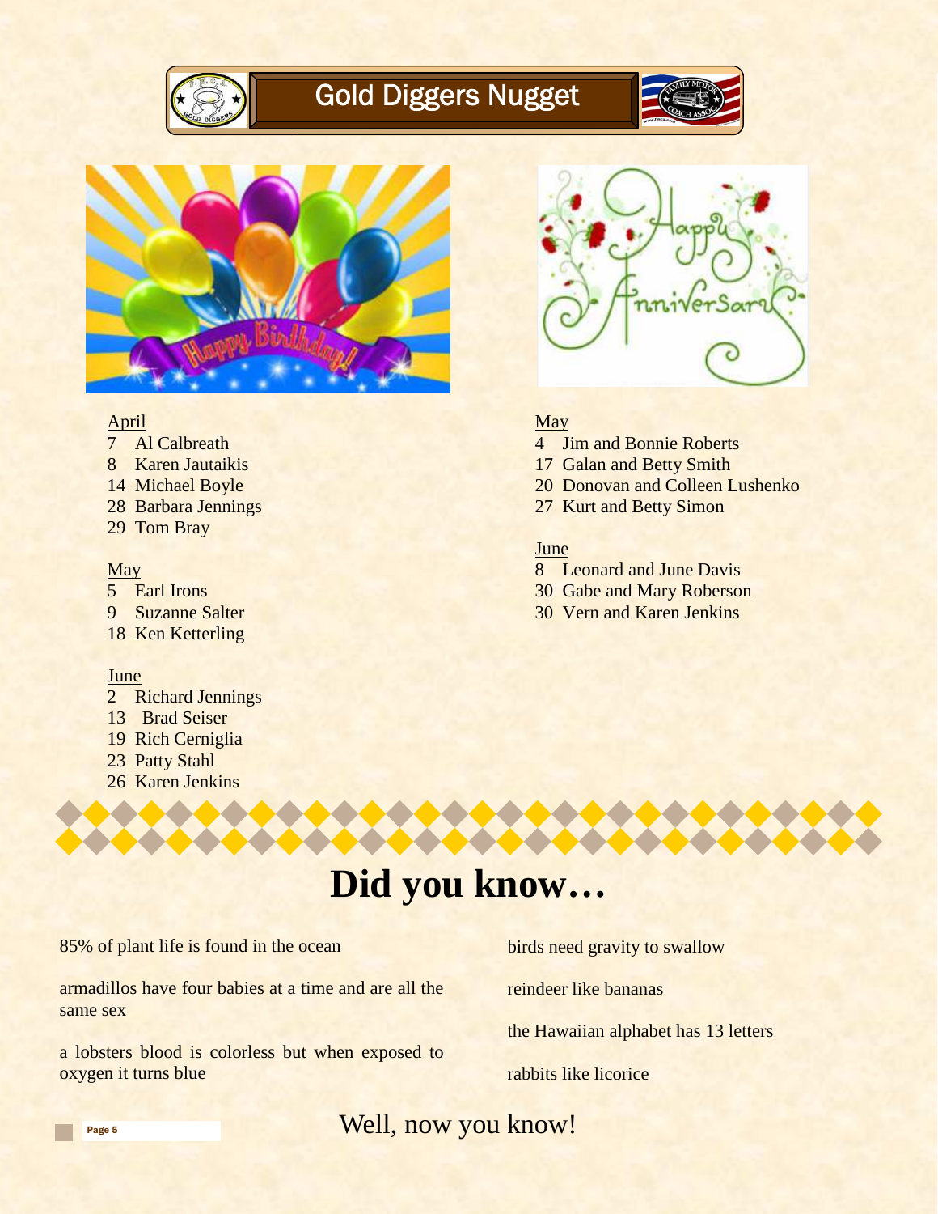# Gold Diggers Nugget

## Happy Birthday!

April
- 7 Al Calbreath
- 8 Karen Jautaikis
- 14 Michael Boyle
- 28 Barbara Jennings
- 29 Tom Bray

May
- 5 Earl Irons
- 9 Suzanne Salter
- 18 Ken Ketterling

June
- 2 Richard Jennings
- 13 Brad Seiser
- 19 Rich Cerniglia
- 23 Patty Stahl
- 26 Karen Jenkins

## Happy Anniversary

May
- 4 Jim and Bonnie Roberts
- 17 Galan and Betty Smith
- 20 Donovan and Colleen Lushenko
- 27 Kurt and Betty Simon

June
- 8 Leonard and June Davis
- 30 Gabe and Mary Roberson
- 30 Vern and Karen Jenkins

# Did you know…

85% of plant life is found in the ocean

armadillos have four babies at a time and are all the same sex

a lobsters blood is colorless but when exposed to oxygen it turns blue

birds need gravity to swallow

reindeer like bananas

the Hawaiian alphabet has 13 letters

rabbits like licorice

Well, now you know!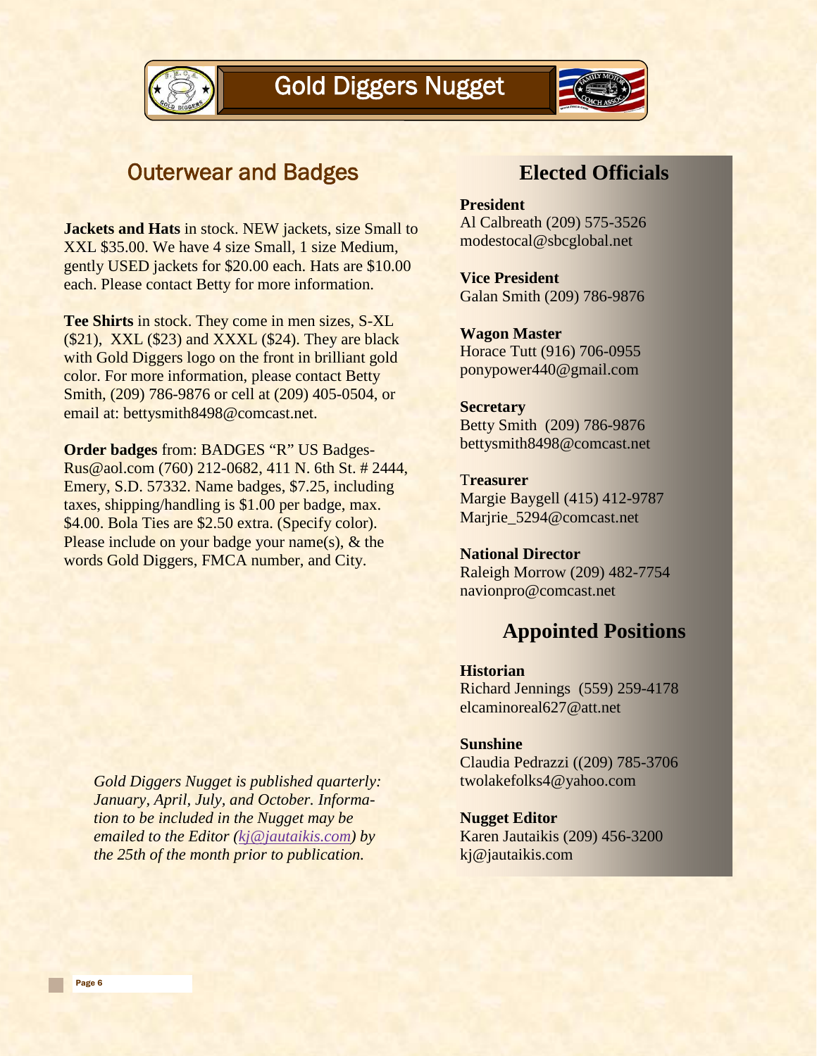# Gold Diggers Nugget

## Outerwear and Badges

**Jackets and Hats** in stock. NEW jackets, size Small to XXL $35.00. We have 4 size Small, 1 size Medium, gently USED jackets for $20.00 each. Hats are $10.00 each. Please contact Betty for more information.

**Tee Shirts** in stock. They come in men sizes, S-XL ($21), XXL ($23) and XXXL ($24). They are black with Gold Diggers logo on the front in brilliant gold color. For more information, please contact Betty Smith, (209) 786-9876 or cell at (209) 405-0504, or email at: bettysmith8498@comcast.net.

**Order badges** from: BADGES "R" US Badges-Rus@aol.com (760) 212-0682, 411 N. 6th St. # 2444, Emery, S.D. 57332. Name badges, $7.25, including taxes, shipping/handling is $1.00 per badge, max. $4.00. Bola Ties are $2.50 extra. (Specify color). Please include on your badge your name(s), & the words Gold Diggers, FMCA number, and City.

*Gold Diggers Nugget is published quarterly: January, April, July, and October. Information to be included in the Nugget may be emailed to the Editor (kj@jautaikis.com) by the 25th of the month prior to publication.*

## Elected Officials

**President**
Al Calbreath (209) 575-3526
modestocal@sbcglobal.net

**Vice President**
Galan Smith (209) 786-9876

**Wagon Master**
Horace Tutt (916) 706-0955
ponypower440@gmail.com

**Secretary**
Betty Smith (209) 786-9876
bettysmith8498@comcast.net

**Treasurer**
Margie Baygell (415) 412-9787
Marjrie_5294@comcast.net

**National Director**
Raleigh Morrow (209) 482-7754
navionpro@comcast.net

## Appointed Positions

**Historian**
Richard Jennings (559) 259-4178
elcaminoreal627@att.net

**Sunshine**
Claudia Pedrazzi ((209) 785-3706
twolakefolks4@yahoo.com

**Nugget Editor**
Karen Jautaikis (209) 456-3200
kj@jautaikis.com